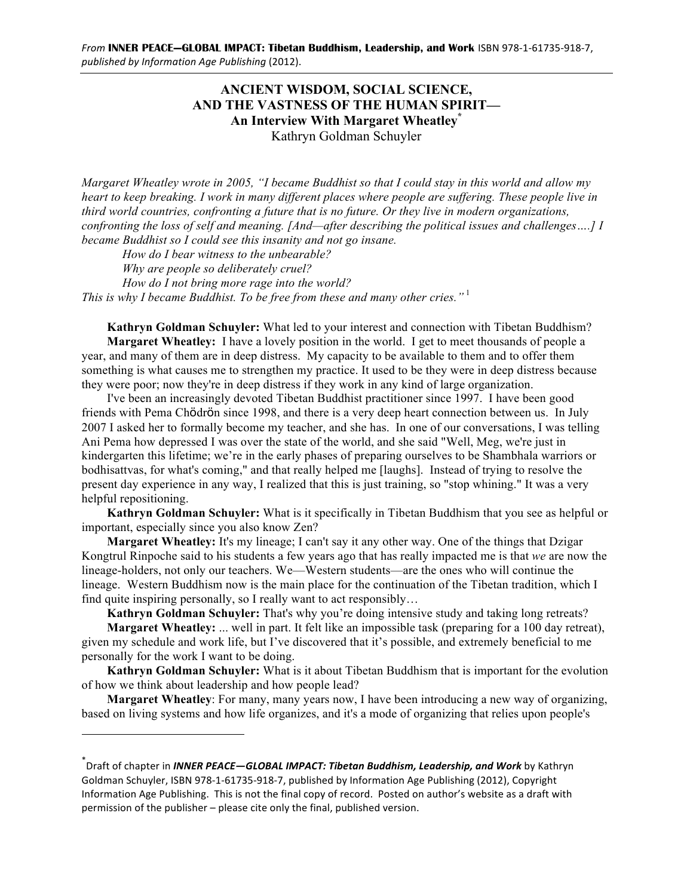*From* **INNER PEACE—GLOBAL IMPACT: Tibetan Buddhism, Leadership, and Work** ISBN 978-1-61735-918-7, *published by Information Age Publishing* (2012).

# ANCIENT WISDOM, SOCIAL SCIENCE, AND THE VASTNESS OF THE HUMAN SPIRIT— An Interview With Margaret Wheatley[*]

Kathryn Goldman Schuyler

*Margaret Wheatley wrote in 2005, "I became Buddhist so that I could stay in this world and allow my heart to keep breaking. I work in many different places where people are suffering. These people live in third world countries, confronting a future that is no future. Or they live in modern organizations, confronting the loss of self and meaning. [And—after describing the political issues and challenges….] I became Buddhist so I could see this insanity and not go insane.*

*How do I bear witness to the unbearable?*
*Why are people so deliberately cruel?*
*How do I not bring more rage into the world?*

*This is why I became Buddhist. To be free from these and many other cries."* [1]

**Kathryn Goldman Schuyler:** What led to your interest and connection with Tibetan Buddhism?

**Margaret Wheatley:** I have a lovely position in the world. I get to meet thousands of people a year, and many of them are in deep distress. My capacity to be available to them and to offer them something is what causes me to strengthen my practice. It used to be they were in deep distress because they were poor; now they're in deep distress if they work in any kind of large organization.

I've been an increasingly devoted Tibetan Buddhist practitioner since 1997. I have been good friends with Pema Chödrön since 1998, and there is a very deep heart connection between us. In July 2007 I asked her to formally become my teacher, and she has. In one of our conversations, I was telling Ani Pema how depressed I was over the state of the world, and she said "Well, Meg, we're just in kindergarten this lifetime; we're in the early phases of preparing ourselves to be Shambhala warriors or bodhisattvas, for what's coming," and that really helped me [laughs]. Instead of trying to resolve the present day experience in any way, I realized that this is just training, so "stop whining." It was a very helpful repositioning.

**Kathryn Goldman Schuyler:** What is it specifically in Tibetan Buddhism that you see as helpful or important, especially since you also know Zen?

**Margaret Wheatley:** It's my lineage; I can't say it any other way. One of the things that Dzigar Kongtrul Rinpoche said to his students a few years ago that has really impacted me is that *we* are now the lineage-holders, not only our teachers. We—Western students—are the ones who will continue the lineage. Western Buddhism now is the main place for the continuation of the Tibetan tradition, which I find quite inspiring personally, so I really want to act responsibly…

**Kathryn Goldman Schuyler:** That's why you're doing intensive study and taking long retreats?

**Margaret Wheatley:** ... well in part. It felt like an impossible task (preparing for a 100 day retreat), given my schedule and work life, but I've discovered that it's possible, and extremely beneficial to me personally for the work I want to be doing.

**Kathryn Goldman Schuyler:** What is it about Tibetan Buddhism that is important for the evolution of how we think about leadership and how people lead?

**Margaret Wheatley**: For many, many years now, I have been introducing a new way of organizing, based on living systems and how life organizes, and it's a mode of organizing that relies upon people's

---

[*] Draft of chapter in ***INNER PEACE—GLOBAL IMPACT: Tibetan Buddhism, Leadership, and Work*** by Kathryn Goldman Schuyler, ISBN 978-1-61735-918-7, published by Information Age Publishing (2012), Copyright Information Age Publishing. This is not the final copy of record. Posted on author's website as a draft with permission of the publisher – please cite only the final, published version.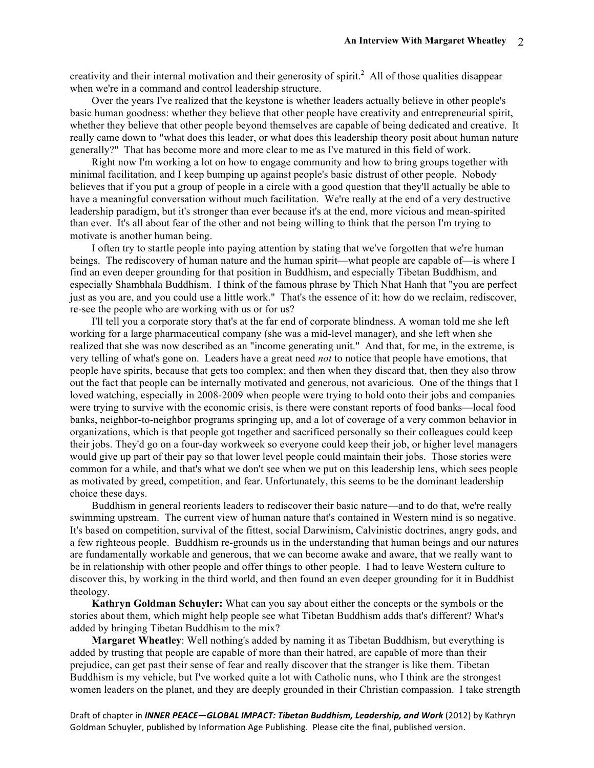creativity and their internal motivation and their generosity of spirit.[2] All of those qualities disappear when we're in a command and control leadership structure.

Over the years I've realized that the keystone is whether leaders actually believe in other people's basic human goodness: whether they believe that other people have creativity and entrepreneurial spirit, whether they believe that other people beyond themselves are capable of being dedicated and creative. It really came down to "what does this leader, or what does this leadership theory posit about human nature generally?" That has become more and more clear to me as I've matured in this field of work.

Right now I'm working a lot on how to engage community and how to bring groups together with minimal facilitation, and I keep bumping up against people's basic distrust of other people. Nobody believes that if you put a group of people in a circle with a good question that they'll actually be able to have a meaningful conversation without much facilitation. We're really at the end of a very destructive leadership paradigm, but it's stronger than ever because it's at the end, more vicious and mean-spirited than ever. It's all about fear of the other and not being willing to think that the person I'm trying to motivate is another human being.

I often try to startle people into paying attention by stating that we've forgotten that we're human beings. The rediscovery of human nature and the human spirit—what people are capable of—is where I find an even deeper grounding for that position in Buddhism, and especially Tibetan Buddhism, and especially Shambhala Buddhism. I think of the famous phrase by Thich Nhat Hanh that "you are perfect just as you are, and you could use a little work." That's the essence of it: how do we reclaim, rediscover, re-see the people who are working with us or for us?

I'll tell you a corporate story that's at the far end of corporate blindness. A woman told me she left working for a large pharmaceutical company (she was a mid-level manager), and she left when she realized that she was now described as an "income generating unit." And that, for me, in the extreme, is very telling of what's gone on. Leaders have a great need *not* to notice that people have emotions, that people have spirits, because that gets too complex; and then when they discard that, then they also throw out the fact that people can be internally motivated and generous, not avaricious. One of the things that I loved watching, especially in 2008-2009 when people were trying to hold onto their jobs and companies were trying to survive with the economic crisis, is there were constant reports of food banks—local food banks, neighbor-to-neighbor programs springing up, and a lot of coverage of a very common behavior in organizations, which is that people got together and sacrificed personally so their colleagues could keep their jobs. They'd go on a four-day workweek so everyone could keep their job, or higher level managers would give up part of their pay so that lower level people could maintain their jobs. Those stories were common for a while, and that's what we don't see when we put on this leadership lens, which sees people as motivated by greed, competition, and fear. Unfortunately, this seems to be the dominant leadership choice these days.

Buddhism in general reorients leaders to rediscover their basic nature—and to do that, we're really swimming upstream. The current view of human nature that's contained in Western mind is so negative. It's based on competition, survival of the fittest, social Darwinism, Calvinistic doctrines, angry gods, and a few righteous people. Buddhism re-grounds us in the understanding that human beings and our natures are fundamentally workable and generous, that we can become awake and aware, that we really want to be in relationship with other people and offer things to other people. I had to leave Western culture to discover this, by working in the third world, and then found an even deeper grounding for it in Buddhist theology.

**Kathryn Goldman Schuyler:** What can you say about either the concepts or the symbols or the stories about them, which might help people see what Tibetan Buddhism adds that's different? What's added by bringing Tibetan Buddhism to the mix?

**Margaret Wheatley**: Well nothing's added by naming it as Tibetan Buddhism, but everything is added by trusting that people are capable of more than their hatred, are capable of more than their prejudice, can get past their sense of fear and really discover that the stranger is like them. Tibetan Buddhism is my vehicle, but I've worked quite a lot with Catholic nuns, who I think are the strongest women leaders on the planet, and they are deeply grounded in their Christian compassion. I take strength

Draft of chapter in ***INNER PEACE—GLOBAL IMPACT: Tibetan Buddhism, Leadership, and Work*** (2012) by Kathryn Goldman Schuyler, published by Information Age Publishing. Please cite the final, published version.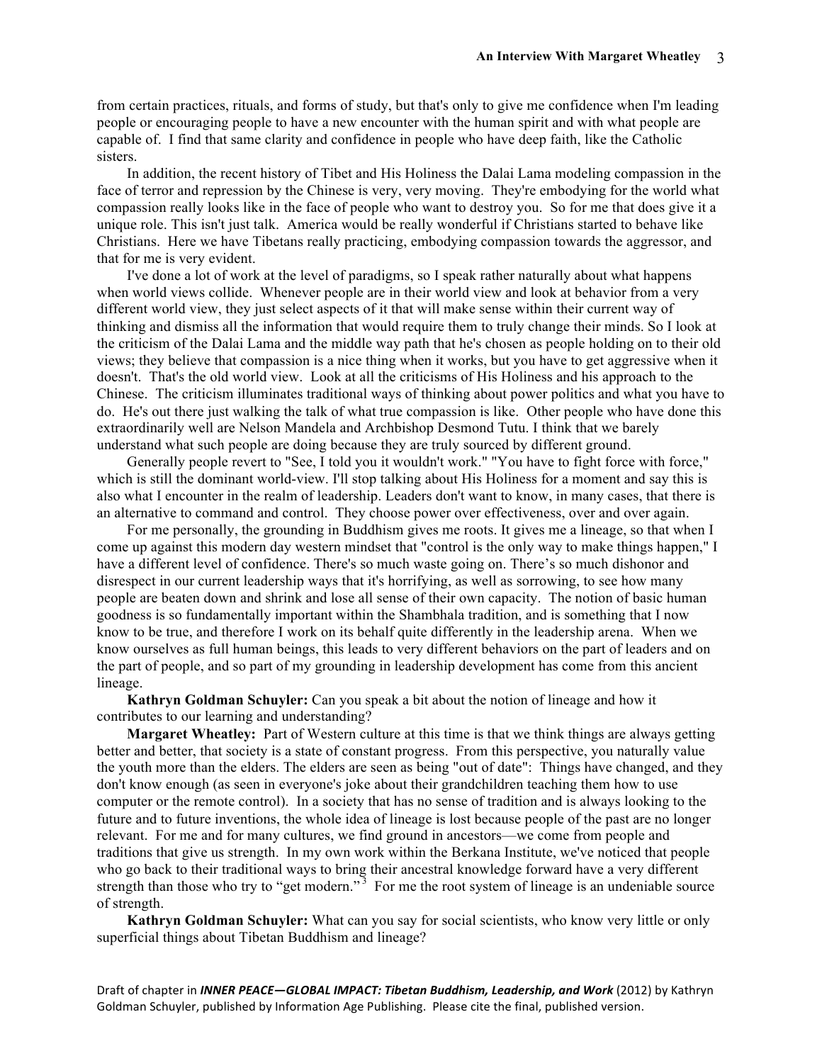from certain practices, rituals, and forms of study, but that's only to give me confidence when I'm leading people or encouraging people to have a new encounter with the human spirit and with what people are capable of. I find that same clarity and confidence in people who have deep faith, like the Catholic sisters.

In addition, the recent history of Tibet and His Holiness the Dalai Lama modeling compassion in the face of terror and repression by the Chinese is very, very moving. They're embodying for the world what compassion really looks like in the face of people who want to destroy you. So for me that does give it a unique role. This isn't just talk. America would be really wonderful if Christians started to behave like Christians. Here we have Tibetans really practicing, embodying compassion towards the aggressor, and that for me is very evident.

I've done a lot of work at the level of paradigms, so I speak rather naturally about what happens when world views collide. Whenever people are in their world view and look at behavior from a very different world view, they just select aspects of it that will make sense within their current way of thinking and dismiss all the information that would require them to truly change their minds. So I look at the criticism of the Dalai Lama and the middle way path that he's chosen as people holding on to their old views; they believe that compassion is a nice thing when it works, but you have to get aggressive when it doesn't. That's the old world view. Look at all the criticisms of His Holiness and his approach to the Chinese. The criticism illuminates traditional ways of thinking about power politics and what you have to do. He's out there just walking the talk of what true compassion is like. Other people who have done this extraordinarily well are Nelson Mandela and Archbishop Desmond Tutu. I think that we barely understand what such people are doing because they are truly sourced by different ground.

Generally people revert to "See, I told you it wouldn't work." "You have to fight force with force," which is still the dominant world-view. I'll stop talking about His Holiness for a moment and say this is also what I encounter in the realm of leadership. Leaders don't want to know, in many cases, that there is an alternative to command and control. They choose power over effectiveness, over and over again.

For me personally, the grounding in Buddhism gives me roots. It gives me a lineage, so that when I come up against this modern day western mindset that "control is the only way to make things happen," I have a different level of confidence. There's so much waste going on. There's so much dishonor and disrespect in our current leadership ways that it's horrifying, as well as sorrowing, to see how many people are beaten down and shrink and lose all sense of their own capacity. The notion of basic human goodness is so fundamentally important within the Shambhala tradition, and is something that I now know to be true, and therefore I work on its behalf quite differently in the leadership arena. When we know ourselves as full human beings, this leads to very different behaviors on the part of leaders and on the part of people, and so part of my grounding in leadership development has come from this ancient lineage.

**Kathryn Goldman Schuyler:** Can you speak a bit about the notion of lineage and how it contributes to our learning and understanding?

**Margaret Wheatley:** Part of Western culture at this time is that we think things are always getting better and better, that society is a state of constant progress. From this perspective, you naturally value the youth more than the elders. The elders are seen as being "out of date": Things have changed, and they don't know enough (as seen in everyone's joke about their grandchildren teaching them how to use computer or the remote control). In a society that has no sense of tradition and is always looking to the future and to future inventions, the whole idea of lineage is lost because people of the past are no longer relevant. For me and for many cultures, we find ground in ancestors—we come from people and traditions that give us strength. In my own work within the Berkana Institute, we've noticed that people who go back to their traditional ways to bring their ancestral knowledge forward have a very different strength than those who try to "get modern."[3] For me the root system of lineage is an undeniable source of strength.

**Kathryn Goldman Schuyler:** What can you say for social scientists, who know very little or only superficial things about Tibetan Buddhism and lineage?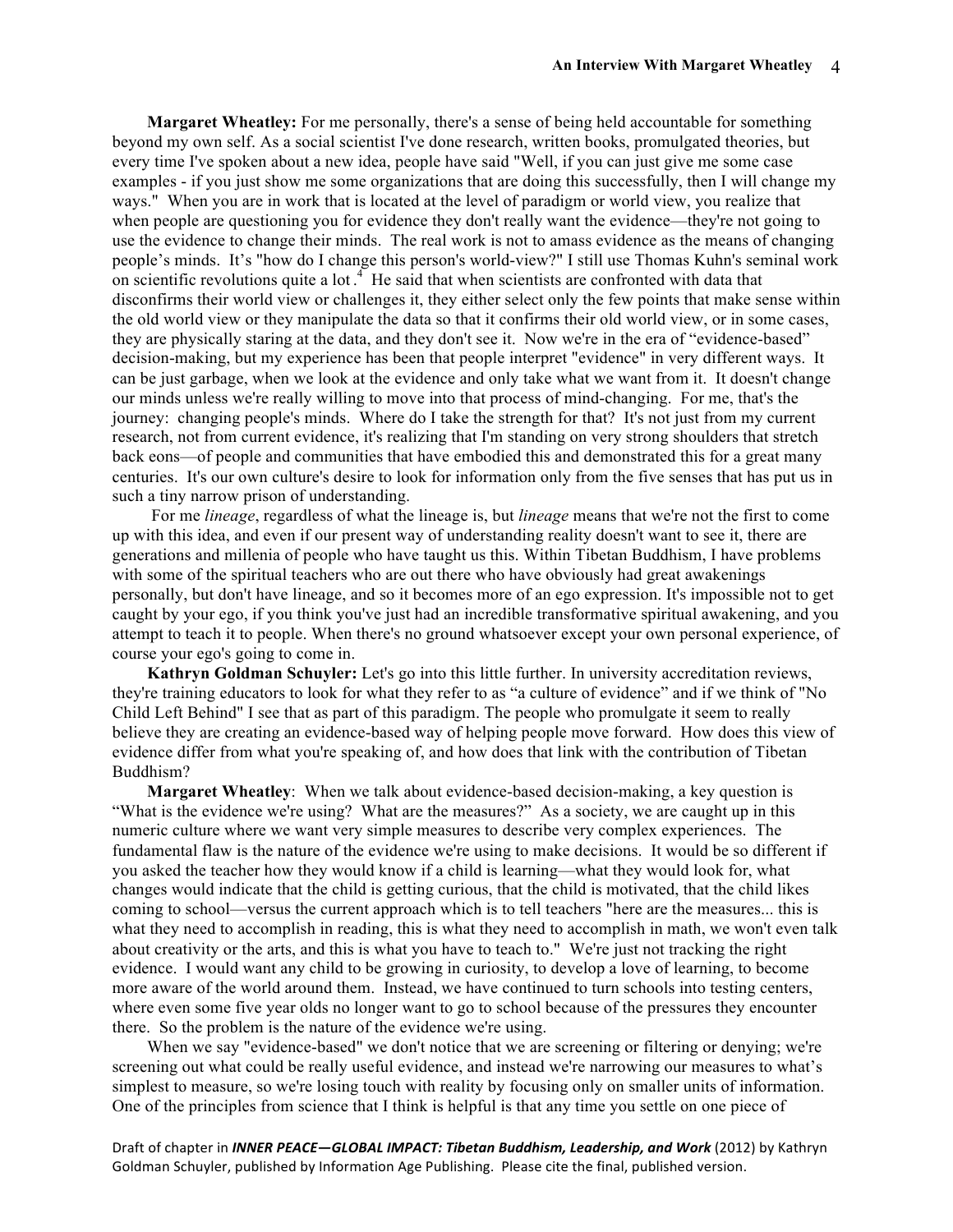**Margaret Wheatley:** For me personally, there's a sense of being held accountable for something beyond my own self. As a social scientist I've done research, written books, promulgated theories, but every time I've spoken about a new idea, people have said "Well, if you can just give me some case examples - if you just show me some organizations that are doing this successfully, then I will change my ways." When you are in work that is located at the level of paradigm or world view, you realize that when people are questioning you for evidence they don't really want the evidence—they're not going to use the evidence to change their minds. The real work is not to amass evidence as the means of changing people's minds. It's "how do I change this person's world-view?" I still use Thomas Kuhn's seminal work on scientific revolutions quite a lot.[4] He said that when scientists are confronted with data that disconfirms their world view or challenges it, they either select only the few points that make sense within the old world view or they manipulate the data so that it confirms their old world view, or in some cases, they are physically staring at the data, and they don't see it. Now we're in the era of "evidence-based" decision-making, but my experience has been that people interpret "evidence" in very different ways. It can be just garbage, when we look at the evidence and only take what we want from it. It doesn't change our minds unless we're really willing to move into that process of mind-changing. For me, that's the journey: changing people's minds. Where do I take the strength for that? It's not just from my current research, not from current evidence, it's realizing that I'm standing on very strong shoulders that stretch back eons—of people and communities that have embodied this and demonstrated this for a great many centuries. It's our own culture's desire to look for information only from the five senses that has put us in such a tiny narrow prison of understanding.

For me *lineage*, regardless of what the lineage is, but *lineage* means that we're not the first to come up with this idea, and even if our present way of understanding reality doesn't want to see it, there are generations and millenia of people who have taught us this. Within Tibetan Buddhism, I have problems with some of the spiritual teachers who are out there who have obviously had great awakenings personally, but don't have lineage, and so it becomes more of an ego expression. It's impossible not to get caught by your ego, if you think you've just had an incredible transformative spiritual awakening, and you attempt to teach it to people. When there's no ground whatsoever except your own personal experience, of course your ego's going to come in.

**Kathryn Goldman Schuyler:** Let's go into this little further. In university accreditation reviews, they're training educators to look for what they refer to as "a culture of evidence" and if we think of "No Child Left Behind" I see that as part of this paradigm. The people who promulgate it seem to really believe they are creating an evidence-based way of helping people move forward. How does this view of evidence differ from what you're speaking of, and how does that link with the contribution of Tibetan Buddhism?

**Margaret Wheatley**: When we talk about evidence-based decision-making, a key question is "What is the evidence we're using? What are the measures?" As a society, we are caught up in this numeric culture where we want very simple measures to describe very complex experiences. The fundamental flaw is the nature of the evidence we're using to make decisions. It would be so different if you asked the teacher how they would know if a child is learning—what they would look for, what changes would indicate that the child is getting curious, that the child is motivated, that the child likes coming to school—versus the current approach which is to tell teachers "here are the measures... this is what they need to accomplish in reading, this is what they need to accomplish in math, we won't even talk about creativity or the arts, and this is what you have to teach to." We're just not tracking the right evidence. I would want any child to be growing in curiosity, to develop a love of learning, to become more aware of the world around them. Instead, we have continued to turn schools into testing centers, where even some five year olds no longer want to go to school because of the pressures they encounter there. So the problem is the nature of the evidence we're using.

When we say "evidence-based" we don't notice that we are screening or filtering or denying; we're screening out what could be really useful evidence, and instead we're narrowing our measures to what's simplest to measure, so we're losing touch with reality by focusing only on smaller units of information. One of the principles from science that I think is helpful is that any time you settle on one piece of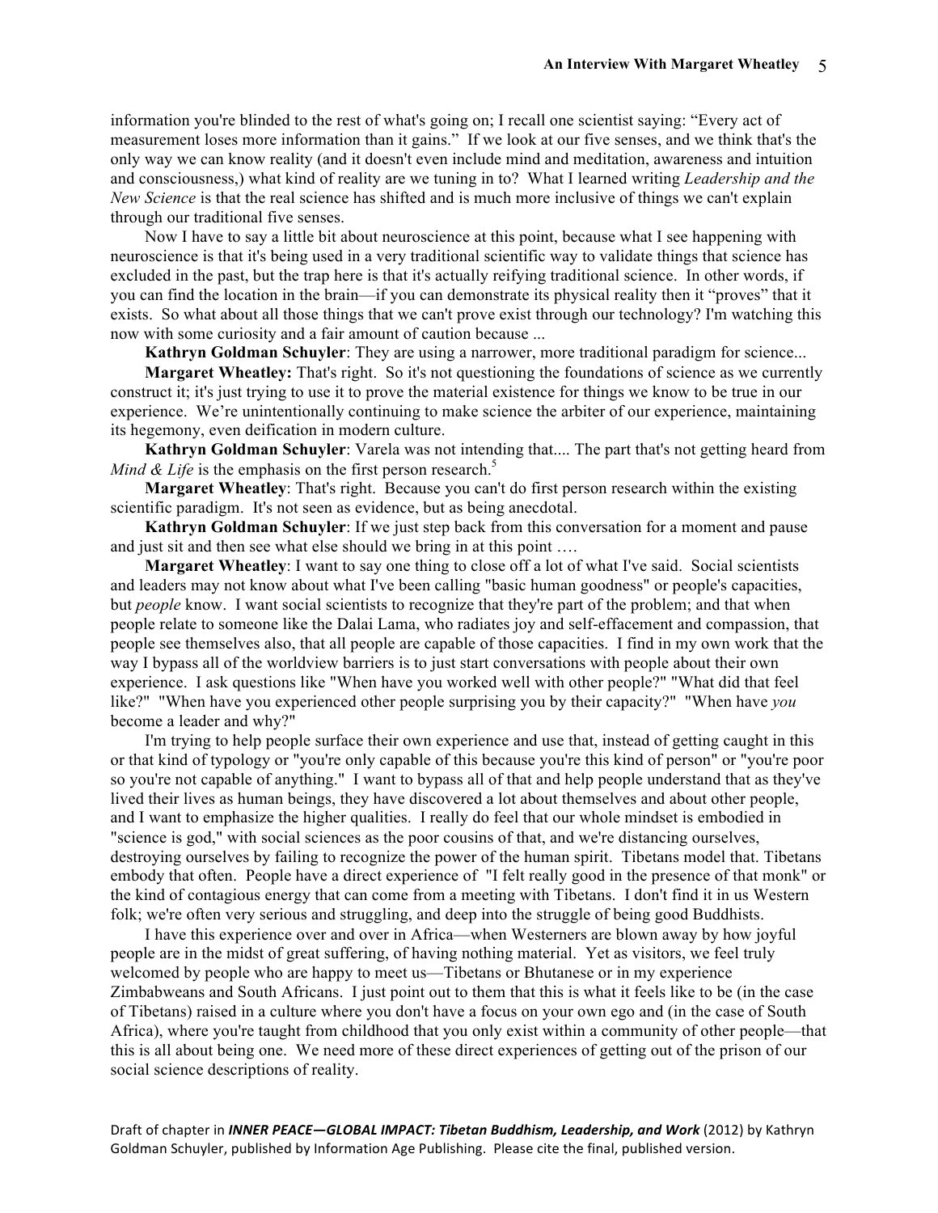information you're blinded to the rest of what's going on; I recall one scientist saying: "Every act of measurement loses more information than it gains." If we look at our five senses, and we think that's the only way we can know reality (and it doesn't even include mind and meditation, awareness and intuition and consciousness,) what kind of reality are we tuning in to? What I learned writing *Leadership and the New Science* is that the real science has shifted and is much more inclusive of things we can't explain through our traditional five senses.

Now I have to say a little bit about neuroscience at this point, because what I see happening with neuroscience is that it's being used in a very traditional scientific way to validate things that science has excluded in the past, but the trap here is that it's actually reifying traditional science. In other words, if you can find the location in the brain—if you can demonstrate its physical reality then it "proves" that it exists. So what about all those things that we can't prove exist through our technology? I'm watching this now with some curiosity and a fair amount of caution because ...

**Kathryn Goldman Schuyler**: They are using a narrower, more traditional paradigm for science...

**Margaret Wheatley:** That's right. So it's not questioning the foundations of science as we currently construct it; it's just trying to use it to prove the material existence for things we know to be true in our experience. We're unintentionally continuing to make science the arbiter of our experience, maintaining its hegemony, even deification in modern culture.

**Kathryn Goldman Schuyler**: Varela was not intending that.... The part that's not getting heard from *Mind & Life* is the emphasis on the first person research.[5]

**Margaret Wheatley**: That's right. Because you can't do first person research within the existing scientific paradigm. It's not seen as evidence, but as being anecdotal.

**Kathryn Goldman Schuyler**: If we just step back from this conversation for a moment and pause and just sit and then see what else should we bring in at this point ….

**Margaret Wheatley**: I want to say one thing to close off a lot of what I've said. Social scientists and leaders may not know about what I've been calling "basic human goodness" or people's capacities, but *people* know. I want social scientists to recognize that they're part of the problem; and that when people relate to someone like the Dalai Lama, who radiates joy and self-effacement and compassion, that people see themselves also, that all people are capable of those capacities. I find in my own work that the way I bypass all of the worldview barriers is to just start conversations with people about their own experience. I ask questions like "When have you worked well with other people?" "What did that feel like?" "When have you experienced other people surprising you by their capacity?" "When have *you* become a leader and why?"

I'm trying to help people surface their own experience and use that, instead of getting caught in this or that kind of typology or "you're only capable of this because you're this kind of person" or "you're poor so you're not capable of anything." I want to bypass all of that and help people understand that as they've lived their lives as human beings, they have discovered a lot about themselves and about other people, and I want to emphasize the higher qualities. I really do feel that our whole mindset is embodied in "science is god," with social sciences as the poor cousins of that, and we're distancing ourselves, destroying ourselves by failing to recognize the power of the human spirit. Tibetans model that. Tibetans embody that often. People have a direct experience of "I felt really good in the presence of that monk" or the kind of contagious energy that can come from a meeting with Tibetans. I don't find it in us Western folk; we're often very serious and struggling, and deep into the struggle of being good Buddhists.

I have this experience over and over in Africa—when Westerners are blown away by how joyful people are in the midst of great suffering, of having nothing material. Yet as visitors, we feel truly welcomed by people who are happy to meet us—Tibetans or Bhutanese or in my experience Zimbabweans and South Africans. I just point out to them that this is what it feels like to be (in the case of Tibetans) raised in a culture where you don't have a focus on your own ego and (in the case of South Africa), where you're taught from childhood that you only exist within a community of other people—that this is all about being one. We need more of these direct experiences of getting out of the prison of our social science descriptions of reality.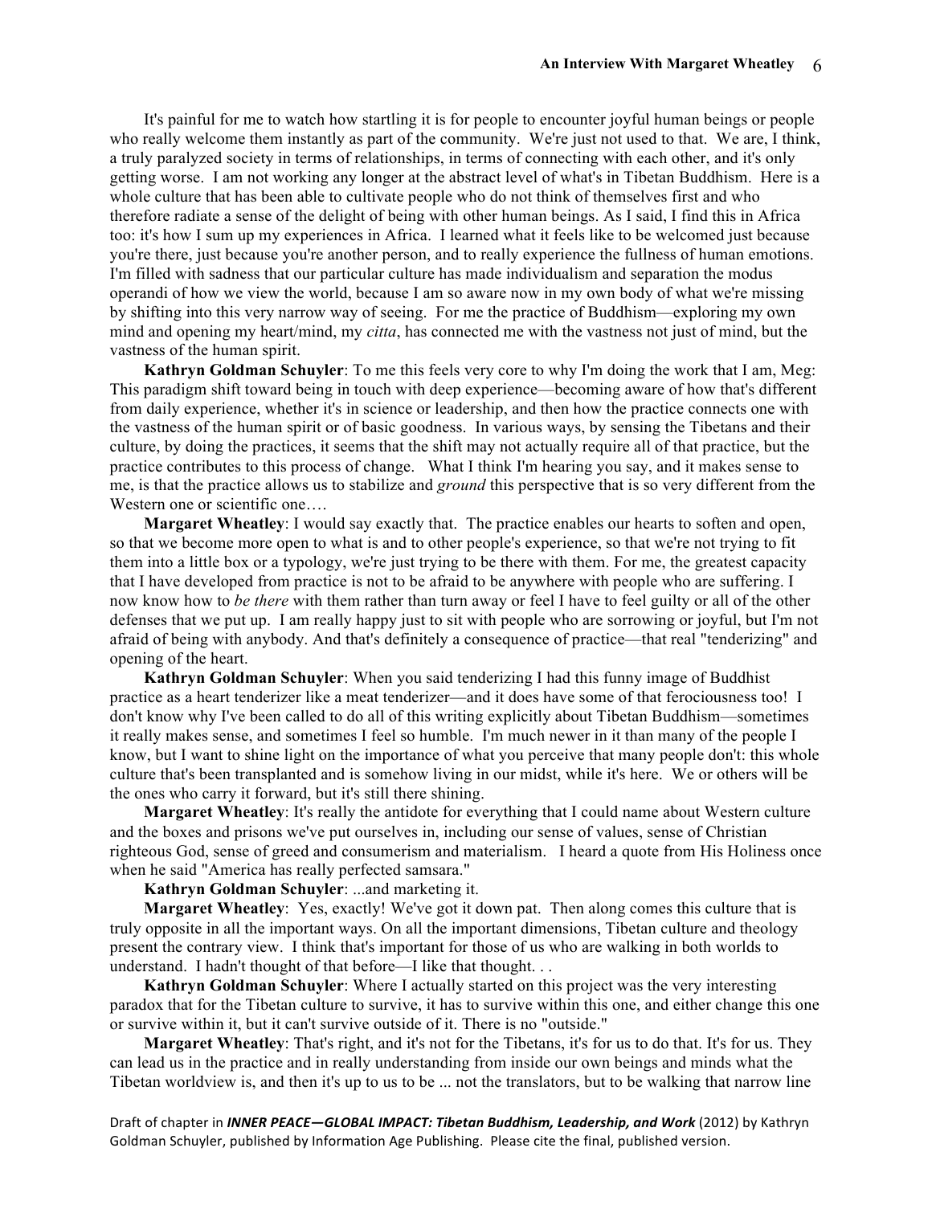It's painful for me to watch how startling it is for people to encounter joyful human beings or people who really welcome them instantly as part of the community. We're just not used to that. We are, I think, a truly paralyzed society in terms of relationships, in terms of connecting with each other, and it's only getting worse. I am not working any longer at the abstract level of what's in Tibetan Buddhism. Here is a whole culture that has been able to cultivate people who do not think of themselves first and who therefore radiate a sense of the delight of being with other human beings. As I said, I find this in Africa too: it's how I sum up my experiences in Africa. I learned what it feels like to be welcomed just because you're there, just because you're another person, and to really experience the fullness of human emotions. I'm filled with sadness that our particular culture has made individualism and separation the modus operandi of how we view the world, because I am so aware now in my own body of what we're missing by shifting into this very narrow way of seeing. For me the practice of Buddhism—exploring my own mind and opening my heart/mind, my *citta*, has connected me with the vastness not just of mind, but the vastness of the human spirit.

**Kathryn Goldman Schuyler**: To me this feels very core to why I'm doing the work that I am, Meg: This paradigm shift toward being in touch with deep experience—becoming aware of how that's different from daily experience, whether it's in science or leadership, and then how the practice connects one with the vastness of the human spirit or of basic goodness. In various ways, by sensing the Tibetans and their culture, by doing the practices, it seems that the shift may not actually require all of that practice, but the practice contributes to this process of change. What I think I'm hearing you say, and it makes sense to me, is that the practice allows us to stabilize and *ground* this perspective that is so very different from the Western one or scientific one….

**Margaret Wheatley**: I would say exactly that. The practice enables our hearts to soften and open, so that we become more open to what is and to other people's experience, so that we're not trying to fit them into a little box or a typology, we're just trying to be there with them. For me, the greatest capacity that I have developed from practice is not to be afraid to be anywhere with people who are suffering. I now know how to *be there* with them rather than turn away or feel I have to feel guilty or all of the other defenses that we put up. I am really happy just to sit with people who are sorrowing or joyful, but I'm not afraid of being with anybody. And that's definitely a consequence of practice—that real "tenderizing" and opening of the heart.

**Kathryn Goldman Schuyler**: When you said tenderizing I had this funny image of Buddhist practice as a heart tenderizer like a meat tenderizer—and it does have some of that ferociousness too! I don't know why I've been called to do all of this writing explicitly about Tibetan Buddhism—sometimes it really makes sense, and sometimes I feel so humble. I'm much newer in it than many of the people I know, but I want to shine light on the importance of what you perceive that many people don't: this whole culture that's been transplanted and is somehow living in our midst, while it's here. We or others will be the ones who carry it forward, but it's still there shining.

**Margaret Wheatley**: It's really the antidote for everything that I could name about Western culture and the boxes and prisons we've put ourselves in, including our sense of values, sense of Christian righteous God, sense of greed and consumerism and materialism. I heard a quote from His Holiness once when he said "America has really perfected samsara."

**Kathryn Goldman Schuyler**: ...and marketing it.

**Margaret Wheatley**: Yes, exactly! We've got it down pat. Then along comes this culture that is truly opposite in all the important ways. On all the important dimensions, Tibetan culture and theology present the contrary view. I think that's important for those of us who are walking in both worlds to understand. I hadn't thought of that before—I like that thought. . .

**Kathryn Goldman Schuyler**: Where I actually started on this project was the very interesting paradox that for the Tibetan culture to survive, it has to survive within this one, and either change this one or survive within it, but it can't survive outside of it. There is no "outside."

**Margaret Wheatley**: That's right, and it's not for the Tibetans, it's for us to do that. It's for us. They can lead us in the practice and in really understanding from inside our own beings and minds what the Tibetan worldview is, and then it's up to us to be ... not the translators, but to be walking that narrow line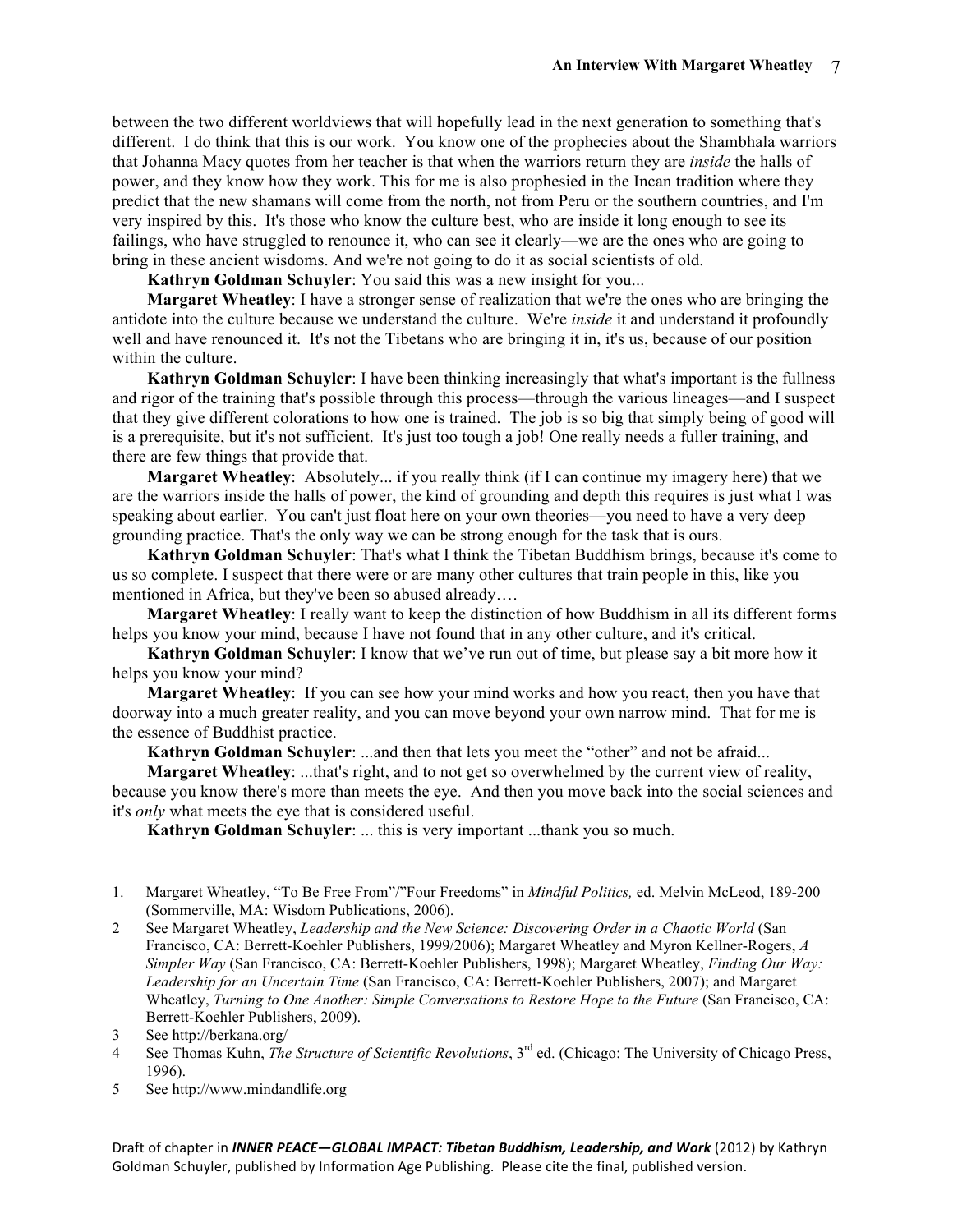between the two different worldviews that will hopefully lead in the next generation to something that's different. I do think that this is our work. You know one of the prophecies about the Shambhala warriors that Johanna Macy quotes from her teacher is that when the warriors return they are *inside* the halls of power, and they know how they work. This for me is also prophesied in the Incan tradition where they predict that the new shamans will come from the north, not from Peru or the southern countries, and I'm very inspired by this. It's those who know the culture best, who are inside it long enough to see its failings, who have struggled to renounce it, who can see it clearly—we are the ones who are going to bring in these ancient wisdoms. And we're not going to do it as social scientists of old.

**Kathryn Goldman Schuyler**: You said this was a new insight for you...

**Margaret Wheatley**: I have a stronger sense of realization that we're the ones who are bringing the antidote into the culture because we understand the culture. We're *inside* it and understand it profoundly well and have renounced it. It's not the Tibetans who are bringing it in, it's us, because of our position within the culture.

**Kathryn Goldman Schuyler**: I have been thinking increasingly that what's important is the fullness and rigor of the training that's possible through this process—through the various lineages—and I suspect that they give different colorations to how one is trained. The job is so big that simply being of good will is a prerequisite, but it's not sufficient. It's just too tough a job! One really needs a fuller training, and there are few things that provide that.

**Margaret Wheatley**: Absolutely... if you really think (if I can continue my imagery here) that we are the warriors inside the halls of power, the kind of grounding and depth this requires is just what I was speaking about earlier. You can't just float here on your own theories—you need to have a very deep grounding practice. That's the only way we can be strong enough for the task that is ours.

**Kathryn Goldman Schuyler**: That's what I think the Tibetan Buddhism brings, because it's come to us so complete. I suspect that there were or are many other cultures that train people in this, like you mentioned in Africa, but they've been so abused already….

**Margaret Wheatley**: I really want to keep the distinction of how Buddhism in all its different forms helps you know your mind, because I have not found that in any other culture, and it's critical.

**Kathryn Goldman Schuyler**: I know that we've run out of time, but please say a bit more how it helps you know your mind?

**Margaret Wheatley**: If you can see how your mind works and how you react, then you have that doorway into a much greater reality, and you can move beyond your own narrow mind. That for me is the essence of Buddhist practice.

**Kathryn Goldman Schuyler**: ...and then that lets you meet the "other" and not be afraid...

**Margaret Wheatley**: ...that's right, and to not get so overwhelmed by the current view of reality, because you know there's more than meets the eye. And then you move back into the social sciences and it's *only* what meets the eye that is considered useful.

**Kathryn Goldman Schuyler**: ... this is very important ...thank you so much.

---

1. Margaret Wheatley, "To Be Free From"/"Four Freedoms" in *Mindful Politics,* ed. Melvin McLeod, 189-200 (Sommerville, MA: Wisdom Publications, 2006).
2. See Margaret Wheatley, *Leadership and the New Science: Discovering Order in a Chaotic World* (San Francisco, CA: Berrett-Koehler Publishers, 1999/2006); Margaret Wheatley and Myron Kellner-Rogers, *A Simpler Way* (San Francisco, CA: Berrett-Koehler Publishers, 1998); Margaret Wheatley, *Finding Our Way: Leadership for an Uncertain Time* (San Francisco, CA: Berrett-Koehler Publishers, 2007); and Margaret Wheatley, *Turning to One Another: Simple Conversations to Restore Hope to the Future* (San Francisco, CA: Berrett-Koehler Publishers, 2009).
3. See http://berkana.org/
4. See Thomas Kuhn, *The Structure of Scientific Revolutions*, 3rd ed. (Chicago: The University of Chicago Press, 1996).
5. See http://www.mindandlife.org

Draft of chapter in ***INNER PEACE—GLOBAL IMPACT: Tibetan Buddhism, Leadership, and Work*** (2012) by Kathryn Goldman Schuyler, published by Information Age Publishing. Please cite the final, published version.